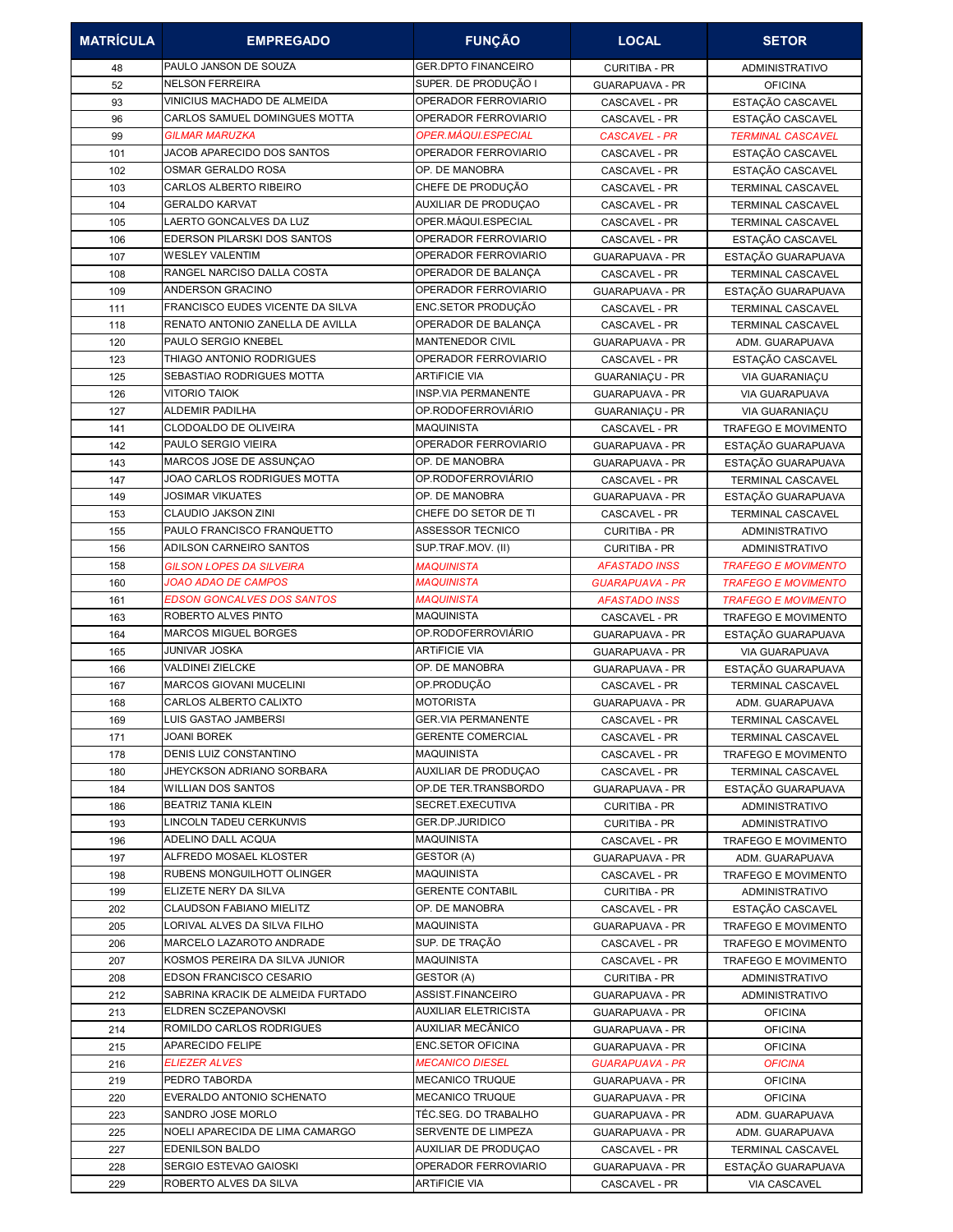| MATRÍCULA | EMPREGADO | FUNÇÃO | LOCAL | SETOR |
|---|---|---|---|---|
| 48 | PAULO JANSON DE SOUZA | GER.DPTO FINANCEIRO | CURITIBA - PR | ADMINISTRATIVO |
| 52 | NELSON FERREIRA | SUPER. DE PRODUÇÃO I | GUARAPUAVA - PR | OFICINA |
| 93 | VINICIUS MACHADO DE ALMEIDA | OPERADOR FERROVIARIO | CASCAVEL - PR | ESTAÇÃO CASCAVEL |
| 96 | CARLOS SAMUEL DOMINGUES MOTTA | OPERADOR FERROVIARIO | CASCAVEL - PR | ESTAÇÃO CASCAVEL |
| 99 | *GILMAR MARUZKA* | *OPER.MÁQUI.ESPECIAL* | *CASCAVEL - PR* | *TERMINAL CASCAVEL* |
| 101 | JACOB APARECIDO DOS SANTOS | OPERADOR FERROVIARIO | CASCAVEL - PR | ESTAÇÃO CASCAVEL |
| 102 | OSMAR GERALDO ROSA | OP. DE MANOBRA | CASCAVEL - PR | ESTAÇÃO CASCAVEL |
| 103 | CARLOS ALBERTO RIBEIRO | CHEFE DE PRODUÇÃO | CASCAVEL - PR | TERMINAL CASCAVEL |
| 104 | GERALDO KARVAT | AUXILIAR DE PRODUÇAO | CASCAVEL - PR | TERMINAL CASCAVEL |
| 105 | LAERTO GONCALVES DA LUZ | OPER.MÁQUI.ESPECIAL | CASCAVEL - PR | TERMINAL CASCAVEL |
| 106 | EDERSON PILARSKI DOS SANTOS | OPERADOR FERROVIARIO | CASCAVEL - PR | ESTAÇÃO CASCAVEL |
| 107 | WESLEY VALENTIM | OPERADOR FERROVIARIO | GUARAPUAVA - PR | ESTAÇÃO GUARAPUAVA |
| 108 | RANGEL NARCISO DALLA COSTA | OPERADOR DE BALANÇA | CASCAVEL - PR | TERMINAL CASCAVEL |
| 109 | ANDERSON GRACINO | OPERADOR FERROVIARIO | GUARAPUAVA - PR | ESTAÇÃO GUARAPUAVA |
| 111 | FRANCISCO EUDES VICENTE DA SILVA | ENC.SETOR PRODUÇÃO | CASCAVEL - PR | TERMINAL CASCAVEL |
| 118 | RENATO ANTONIO ZANELLA DE AVILLA | OPERADOR DE BALANÇA | CASCAVEL - PR | TERMINAL CASCAVEL |
| 120 | PAULO SERGIO KNEBEL | MANTENEDOR CIVIL | GUARAPUAVA - PR | ADM. GUARAPUAVA |
| 123 | THIAGO ANTONIO RODRIGUES | OPERADOR FERROVIARIO | CASCAVEL - PR | ESTAÇÃO CASCAVEL |
| 125 | SEBASTIAO RODRIGUES MOTTA | ARTIFICIE VIA | GUARANIAÇU - PR | VIA GUARANIAÇU |
| 126 | VITORIO TAIOK | INSP.VIA PERMANENTE | GUARAPUAVA - PR | VIA GUARAPUAVA |
| 127 | ALDEMIR PADILHA | OP.RODOFERROVIÁRIO | GUARANIAÇU - PR | VIA GUARANIAÇU |
| 141 | CLODOALDO DE OLIVEIRA | MAQUINISTA | CASCAVEL - PR | TRAFEGO E MOVIMENTO |
| 142 | PAULO SERGIO VIEIRA | OPERADOR FERROVIARIO | GUARAPUAVA - PR | ESTAÇÃO GUARAPUAVA |
| 143 | MARCOS JOSE DE ASSUNÇAO | OP. DE MANOBRA | GUARAPUAVA - PR | ESTAÇÃO GUARAPUAVA |
| 147 | JOAO CARLOS RODRIGUES MOTTA | OP.RODOFERROVIÁRIO | CASCAVEL - PR | TERMINAL CASCAVEL |
| 149 | JOSIMAR VIKUATES | OP. DE MANOBRA | GUARAPUAVA - PR | ESTAÇÃO GUARAPUAVA |
| 153 | CLAUDIO JAKSON ZINI | CHEFE DO SETOR DE TI | CASCAVEL - PR | TERMINAL CASCAVEL |
| 155 | PAULO FRANCISCO FRANQUETTO | ASSESSOR TECNICO | CURITIBA - PR | ADMINISTRATIVO |
| 156 | ADILSON CARNEIRO SANTOS | SUP.TRAF.MOV. (II) | CURITIBA - PR | ADMINISTRATIVO |
| 158 | *GILSON LOPES DA SILVEIRA* | *MAQUINISTA* | *AFASTADO INSS* | *TRAFEGO E MOVIMENTO* |
| 160 | *JOAO ADAO DE CAMPOS* | *MAQUINISTA* | *GUARAPUAVA - PR* | *TRAFEGO E MOVIMENTO* |
| 161 | *EDSON GONCALVES DOS SANTOS* | *MAQUINISTA* | *AFASTADO INSS* | *TRAFEGO E MOVIMENTO* |
| 163 | ROBERTO ALVES PINTO | MAQUINISTA | CASCAVEL - PR | TRAFEGO E MOVIMENTO |
| 164 | MARCOS MIGUEL BORGES | OP.RODOFERROVIÁRIO | GUARAPUAVA - PR | ESTAÇÃO GUARAPUAVA |
| 165 | JUNIVAR JOSKA | ARTIFICIE VIA | GUARAPUAVA - PR | VIA GUARAPUAVA |
| 166 | VALDINEI ZIELCKE | OP. DE MANOBRA | GUARAPUAVA - PR | ESTAÇÃO GUARAPUAVA |
| 167 | MARCOS GIOVANI MUCELINI | OP.PRODUÇÃO | CASCAVEL - PR | TERMINAL CASCAVEL |
| 168 | CARLOS ALBERTO CALIXTO | MOTORISTA | GUARAPUAVA - PR | ADM. GUARAPUAVA |
| 169 | LUIS GASTAO JAMBERSI | GER.VIA PERMANENTE | CASCAVEL - PR | TERMINAL CASCAVEL |
| 171 | JOANI BOREK | GERENTE COMERCIAL | CASCAVEL - PR | TERMINAL CASCAVEL |
| 178 | DENIS LUIZ CONSTANTINO | MAQUINISTA | CASCAVEL - PR | TRAFEGO E MOVIMENTO |
| 180 | JHEYCKSON ADRIANO SORBARA | AUXILIAR DE PRODUÇAO | CASCAVEL - PR | TERMINAL CASCAVEL |
| 184 | WILLIAN DOS SANTOS | OP.DE TER.TRANSBORDO | GUARAPUAVA - PR | ESTAÇÃO GUARAPUAVA |
| 186 | BEATRIZ TANIA KLEIN | SECRET.EXECUTIVA | CURITIBA - PR | ADMINISTRATIVO |
| 193 | LINCOLN TADEU CERKUNVIS | GER.DP.JURIDICO | CURITIBA - PR | ADMINISTRATIVO |
| 196 | ADELINO DALL ACQUA | MAQUINISTA | CASCAVEL - PR | TRAFEGO E MOVIMENTO |
| 197 | ALFREDO MOSAEL KLOSTER | GESTOR (A) | GUARAPUAVA - PR | ADM. GUARAPUAVA |
| 198 | RUBENS MONGUILHOTT OLINGER | MAQUINISTA | CASCAVEL - PR | TRAFEGO E MOVIMENTO |
| 199 | ELIZETE NERY DA SILVA | GERENTE CONTABIL | CURITIBA - PR | ADMINISTRATIVO |
| 202 | CLAUDSON FABIANO MIELITZ | OP. DE MANOBRA | CASCAVEL - PR | ESTAÇÃO CASCAVEL |
| 205 | LORIVAL ALVES DA SILVA FILHO | MAQUINISTA | GUARAPUAVA - PR | TRAFEGO E MOVIMENTO |
| 206 | MARCELO LAZAROTO ANDRADE | SUP. DE TRAÇÃO | CASCAVEL - PR | TRAFEGO E MOVIMENTO |
| 207 | KOSMOS PEREIRA DA SILVA JUNIOR | MAQUINISTA | CASCAVEL - PR | TRAFEGO E MOVIMENTO |
| 208 | EDSON FRANCISCO CESARIO | GESTOR (A) | CURITIBA - PR | ADMINISTRATIVO |
| 212 | SABRINA KRACIK DE ALMEIDA FURTADO | ASSIST.FINANCEIRO | GUARAPUAVA - PR | ADMINISTRATIVO |
| 213 | ELDREN SCZEPANOVSKI | AUXILIAR ELETRICISTA | GUARAPUAVA - PR | OFICINA |
| 214 | ROMILDO CARLOS RODRIGUES | AUXILIAR MECÂNICO | GUARAPUAVA - PR | OFICINA |
| 215 | APARECIDO FELIPE | ENC.SETOR OFICINA | GUARAPUAVA - PR | OFICINA |
| 216 | *ELIEZER ALVES* | *MECANICO DIESEL* | *GUARAPUAVA - PR* | *OFICINA* |
| 219 | PEDRO TABORDA | MECANICO TRUQUE | GUARAPUAVA - PR | OFICINA |
| 220 | EVERALDO ANTONIO SCHENATO | MECANICO TRUQUE | GUARAPUAVA - PR | OFICINA |
| 223 | SANDRO JOSE MORLO | TÉC.SEG. DO TRABALHO | GUARAPUAVA - PR | ADM. GUARAPUAVA |
| 225 | NOELI APARECIDA DE LIMA CAMARGO | SERVENTE DE LIMPEZA | GUARAPUAVA - PR | ADM. GUARAPUAVA |
| 227 | EDENILSON BALDO | AUXILIAR DE PRODUÇAO | CASCAVEL - PR | TERMINAL CASCAVEL |
| 228 | SERGIO ESTEVAO GAIOSKI | OPERADOR FERROVIARIO | GUARAPUAVA - PR | ESTAÇÃO GUARAPUAVA |
| 229 | ROBERTO ALVES DA SILVA | ARTIFICIE VIA | CASCAVEL - PR | VIA CASCAVEL |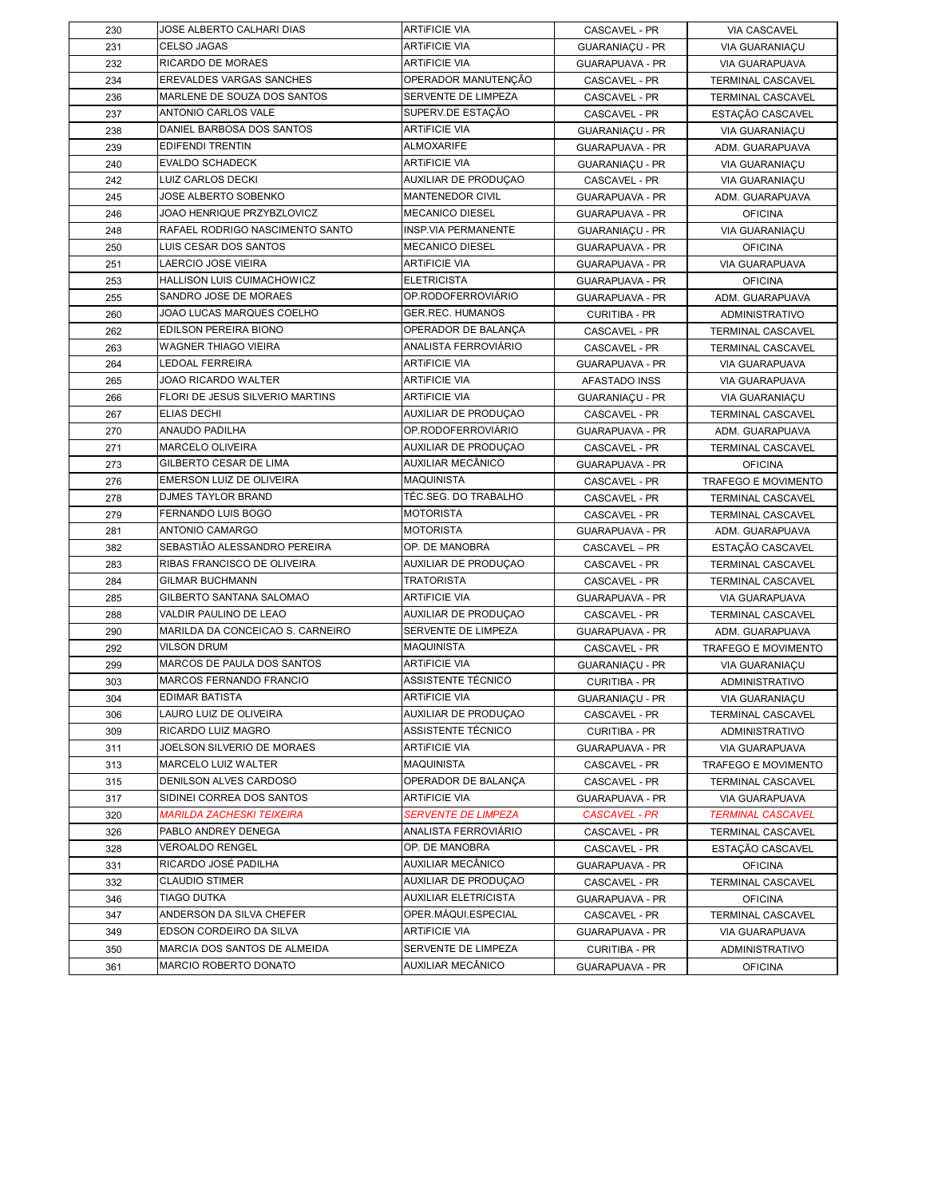| | | | | |
|---|---|---|---|---|
| 230 | JOSE ALBERTO CALHARI DIAS | ARTIFICIE VIA | CASCAVEL - PR | VIA CASCAVEL |
| 231 | CELSO JAGAS | ARTIFICIE VIA | GUARANIAÇU - PR | VIA GUARANIAÇU |
| 232 | RICARDO DE MORAES | ARTIFICIE VIA | GUARAPUAVA - PR | VIA GUARAPUAVA |
| 234 | EREVALDES VARGAS SANCHES | OPERADOR MANUTENÇÃO | CASCAVEL - PR | TERMINAL CASCAVEL |
| 236 | MARLENE DE SOUZA DOS SANTOS | SERVENTE DE LIMPEZA | CASCAVEL - PR | TERMINAL CASCAVEL |
| 237 | ANTONIO CARLOS VALE | SUPERV.DE ESTAÇÃO | CASCAVEL - PR | ESTAÇÃO CASCAVEL |
| 238 | DANIEL BARBOSA DOS SANTOS | ARTIFICIE VIA | GUARANIAÇU - PR | VIA GUARANIAÇU |
| 239 | EDIFENDI TRENTIN | ALMOXARIFE | GUARAPUAVA - PR | ADM. GUARAPUAVA |
| 240 | EVALDO SCHADECK | ARTIFICIE VIA | GUARANIAÇU - PR | VIA GUARANIAÇU |
| 242 | LUIZ CARLOS DECKI | AUXILIAR DE PRODUÇAO | CASCAVEL - PR | VIA GUARANIAÇU |
| 245 | JOSE ALBERTO SOBENKO | MANTENEDOR CIVIL | GUARAPUAVA - PR | ADM. GUARAPUAVA |
| 246 | JOAO HENRIQUE PRZYBZLOVICZ | MECANICO DIESEL | GUARAPUAVA - PR | OFICINA |
| 248 | RAFAEL RODRIGO NASCIMENTO SANTO | INSP.VIA PERMANENTE | GUARANIAÇU - PR | VIA GUARANIAÇU |
| 250 | LUIS CESAR DOS SANTOS | MECANICO DIESEL | GUARAPUAVA - PR | OFICINA |
| 251 | LAERCIO JOSE VIEIRA | ARTIFICIE VIA | GUARAPUAVA - PR | VIA GUARAPUAVA |
| 253 | HALLISON LUIS CUIMACHOWICZ | ELETRICISTA | GUARAPUAVA - PR | OFICINA |
| 255 | SANDRO JOSE DE MORAES | OP.RODOFERROVIÁRIO | GUARAPUAVA - PR | ADM. GUARAPUAVA |
| 260 | JOAO LUCAS MARQUES COELHO | GER.REC. HUMANOS | CURITIBA - PR | ADMINISTRATIVO |
| 262 | EDILSON PEREIRA BIONO | OPERADOR DE BALANÇA | CASCAVEL - PR | TERMINAL CASCAVEL |
| 263 | WAGNER THIAGO VIEIRA | ANALISTA FERROVIÁRIO | CASCAVEL - PR | TERMINAL CASCAVEL |
| 264 | LEDOAL FERREIRA | ARTIFICIE VIA | GUARAPUAVA - PR | VIA GUARAPUAVA |
| 265 | JOAO RICARDO WALTER | ARTIFICIE VIA | AFASTADO INSS | VIA GUARAPUAVA |
| 266 | FLORI DE JESUS SILVERIO MARTINS | ARTIFICIE VIA | GUARANIAÇU - PR | VIA GUARANIAÇU |
| 267 | ELIAS DECHI | AUXILIAR DE PRODUÇAO | CASCAVEL - PR | TERMINAL CASCAVEL |
| 270 | ANAUDO PADILHA | OP.RODOFERROVIÁRIO | GUARAPUAVA - PR | ADM. GUARAPUAVA |
| 271 | MARCELO OLIVEIRA | AUXILIAR DE PRODUÇAO | CASCAVEL - PR | TERMINAL CASCAVEL |
| 273 | GILBERTO CESAR DE LIMA | AUXILIAR MECÂNICO | GUARAPUAVA - PR | OFICINA |
| 276 | EMERSON LUIZ DE OLIVEIRA | MAQUINISTA | CASCAVEL - PR | TRAFEGO E MOVIMENTO |
| 278 | DJMES TAYLOR BRAND | TÉC.SEG. DO TRABALHO | CASCAVEL - PR | TERMINAL CASCAVEL |
| 279 | FERNANDO LUIS BOGO | MOTORISTA | CASCAVEL - PR | TERMINAL CASCAVEL |
| 281 | ANTONIO CAMARGO | MOTORISTA | GUARAPUAVA - PR | ADM. GUARAPUAVA |
| 382 | SEBASTIÃO ALESSANDRO PEREIRA | OP. DE MANOBRA | CASCAVEL – PR | ESTAÇÃO CASCAVEL |
| 283 | RIBAS FRANCISCO DE OLIVEIRA | AUXILIAR DE PRODUÇAO | CASCAVEL - PR | TERMINAL CASCAVEL |
| 284 | GILMAR BUCHMANN | TRATORISTA | CASCAVEL - PR | TERMINAL CASCAVEL |
| 285 | GILBERTO SANTANA SALOMAO | ARTIFICIE VIA | GUARAPUAVA - PR | VIA GUARAPUAVA |
| 288 | VALDIR PAULINO DE LEAO | AUXILIAR DE PRODUÇAO | CASCAVEL - PR | TERMINAL CASCAVEL |
| 290 | MARILDA DA CONCEICAO S. CARNEIRO | SERVENTE DE LIMPEZA | GUARAPUAVA - PR | ADM. GUARAPUAVA |
| 292 | VILSON DRUM | MAQUINISTA | CASCAVEL - PR | TRAFEGO E MOVIMENTO |
| 299 | MARCOS DE PAULA DOS SANTOS | ARTIFICIE VIA | GUARANIAÇU - PR | VIA GUARANIAÇU |
| 303 | MARCOS FERNANDO FRANCIO | ASSISTENTE TÉCNICO | CURITIBA - PR | ADMINISTRATIVO |
| 304 | EDIMAR BATISTA | ARTIFICIE VIA | GUARANIAÇU - PR | VIA GUARANIAÇU |
| 306 | LAURO LUIZ DE OLIVEIRA | AUXILIAR DE PRODUÇAO | CASCAVEL - PR | TERMINAL CASCAVEL |
| 309 | RICARDO LUIZ MAGRO | ASSISTENTE TÉCNICO | CURITIBA - PR | ADMINISTRATIVO |
| 311 | JOELSON SILVERIO DE MORAES | ARTIFICIE VIA | GUARAPUAVA - PR | VIA GUARAPUAVA |
| 313 | MARCELO LUIZ WALTER | MAQUINISTA | CASCAVEL - PR | TRAFEGO E MOVIMENTO |
| 315 | DENILSON ALVES CARDOSO | OPERADOR DE BALANÇA | CASCAVEL - PR | TERMINAL CASCAVEL |
| 317 | SIDINEI CORREA DOS SANTOS | ARTIFICIE VIA | GUARAPUAVA - PR | VIA GUARAPUAVA |
| 320 | *MARILDA ZACHESKI TEIXEIRA* | *SERVENTE DE LIMPEZA* | *CASCAVEL - PR* | *TERMINAL CASCAVEL* |
| 326 | PABLO ANDREY DENEGA | ANALISTA FERROVIÁRIO | CASCAVEL - PR | TERMINAL CASCAVEL |
| 328 | VEROALDO RENGEL | OP. DE MANOBRA | CASCAVEL - PR | ESTAÇÃO CASCAVEL |
| 331 | RICARDO JOSÉ PADILHA | AUXILIAR MECÂNICO | GUARAPUAVA - PR | OFICINA |
| 332 | CLAUDIO STIMER | AUXILIAR DE PRODUÇAO | CASCAVEL - PR | TERMINAL CASCAVEL |
| 346 | TIAGO DUTKA | AUXILIAR ELETRICISTA | GUARAPUAVA - PR | OFICINA |
| 347 | ANDERSON DA SILVA CHEFER | OPER.MÁQUI.ESPECIAL | CASCAVEL - PR | TERMINAL CASCAVEL |
| 349 | EDSON CORDEIRO DA SILVA | ARTIFICIE VIA | GUARAPUAVA - PR | VIA GUARAPUAVA |
| 350 | MARCIA DOS SANTOS DE ALMEIDA | SERVENTE DE LIMPEZA | CURITIBA - PR | ADMINISTRATIVO |
| 361 | MARCIO ROBERTO DONATO | AUXILIAR MECÂNICO | GUARAPUAVA - PR | OFICINA |